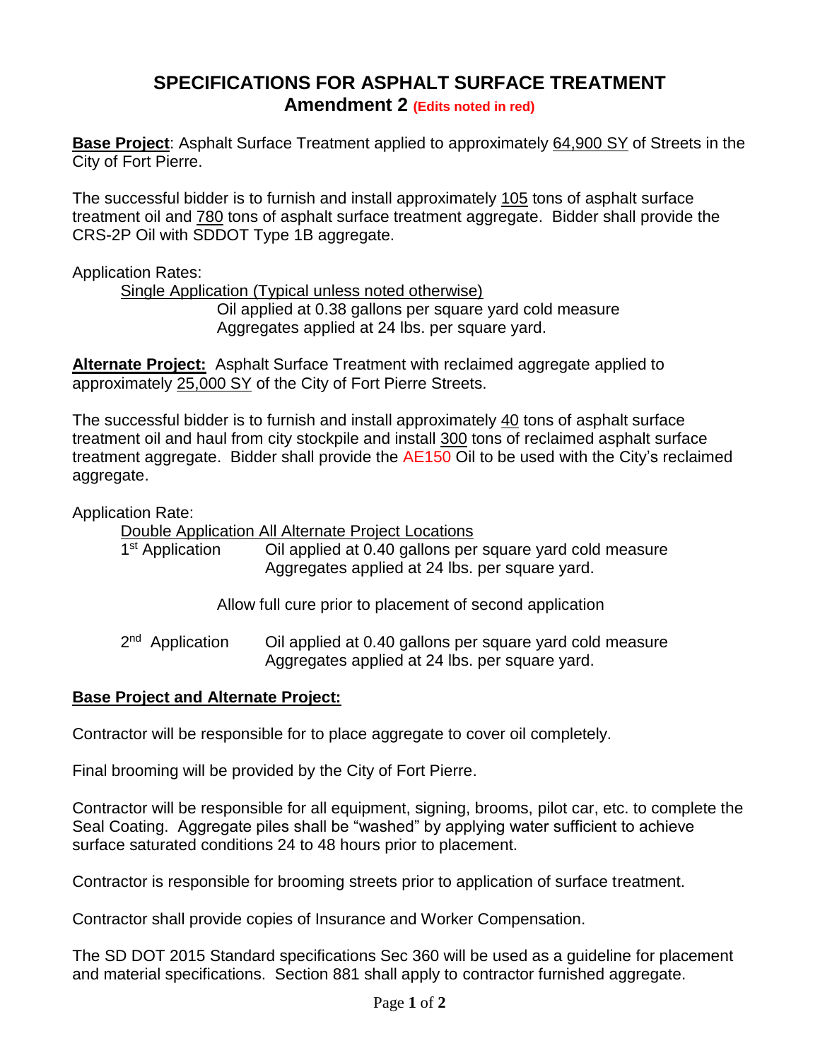# SPECIFICATIONS FOR ASPHALT SURFACE TREATMENT
## Amendment 2 (Edits noted in red)

**Base Project**: Asphalt Surface Treatment applied to approximately 64,900 SY of Streets in the City of Fort Pierre.

The successful bidder is to furnish and install approximately 105 tons of asphalt surface treatment oil and 780 tons of asphalt surface treatment aggregate. Bidder shall provide the CRS-2P Oil with SDDOT Type 1B aggregate.

Application Rates:

Single Application (Typical unless noted otherwise)

Oil applied at 0.38 gallons per square yard cold measure
Aggregates applied at 24 lbs. per square yard.

**Alternate Project:** Asphalt Surface Treatment with reclaimed aggregate applied to approximately 25,000 SY of the City of Fort Pierre Streets.

The successful bidder is to furnish and install approximately 40 tons of asphalt surface treatment oil and haul from city stockpile and install 300 tons of reclaimed asphalt surface treatment aggregate. Bidder shall provide the AE150 Oil to be used with the City's reclaimed aggregate.

Application Rate:

Double Application All Alternate Project Locations

1st Application: Oil applied at 0.40 gallons per square yard cold measure
Aggregates applied at 24 lbs. per square yard.

Allow full cure prior to placement of second application

2nd Application: Oil applied at 0.40 gallons per square yard cold measure
Aggregates applied at 24 lbs. per square yard.

**Base Project and Alternate Project:**

Contractor will be responsible for to place aggregate to cover oil completely.

Final brooming will be provided by the City of Fort Pierre.

Contractor will be responsible for all equipment, signing, brooms, pilot car, etc. to complete the Seal Coating. Aggregate piles shall be "washed" by applying water sufficient to achieve surface saturated conditions 24 to 48 hours prior to placement.

Contractor is responsible for brooming streets prior to application of surface treatment.

Contractor shall provide copies of Insurance and Worker Compensation.

The SD DOT 2015 Standard specifications Sec 360 will be used as a guideline for placement and material specifications. Section 881 shall apply to contractor furnished aggregate.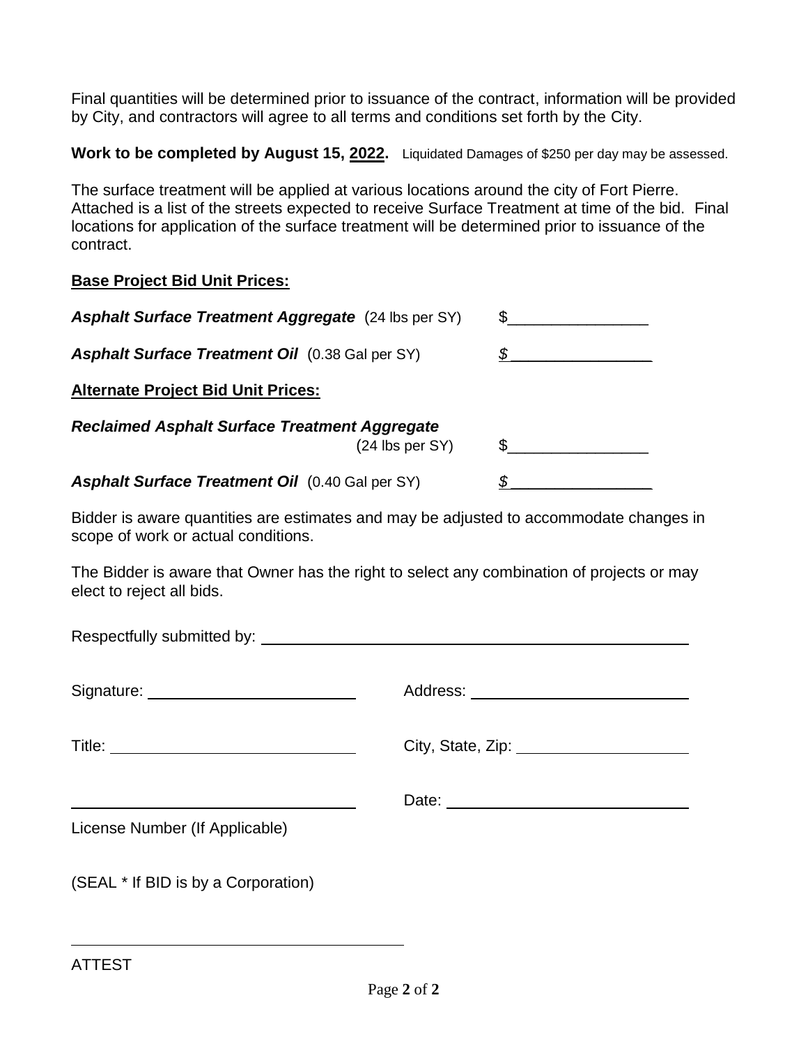Final quantities will be determined prior to issuance of the contract, information will be provided by City, and contractors will agree to all terms and conditions set forth by the City.

**Work to be completed by August 15, 2022.** Liquidated Damages of $250 per day may be assessed.

The surface treatment will be applied at various locations around the city of Fort Pierre. Attached is a list of the streets expected to receive Surface Treatment at time of the bid. Final locations for application of the surface treatment will be determined prior to issuance of the contract.

**Base Project Bid Unit Prices:**

***Asphalt Surface Treatment Aggregate*** (24 lbs per SY) $________________

***Asphalt Surface Treatment Oil*** (0.38 Gal per SY) *$*________________

**Alternate Project Bid Unit Prices:**

***Reclaimed Asphalt Surface Treatment Aggregate*** (24 lbs per SY) $________________

***Asphalt Surface Treatment Oil*** (0.40 Gal per SY) *$*________________

Bidder is aware quantities are estimates and may be adjusted to accommodate changes in scope of work or actual conditions.

The Bidder is aware that Owner has the right to select any combination of projects or may elect to reject all bids.

Respectfully submitted by: ______________________________________________

Signature: ________________________ Address: ________________________

Title: ________________________ City, State, Zip: ________________________

________________________ Date: ________________________

License Number (If Applicable)

(SEAL * If BID is by a Corporation)

________________________________

ATTEST